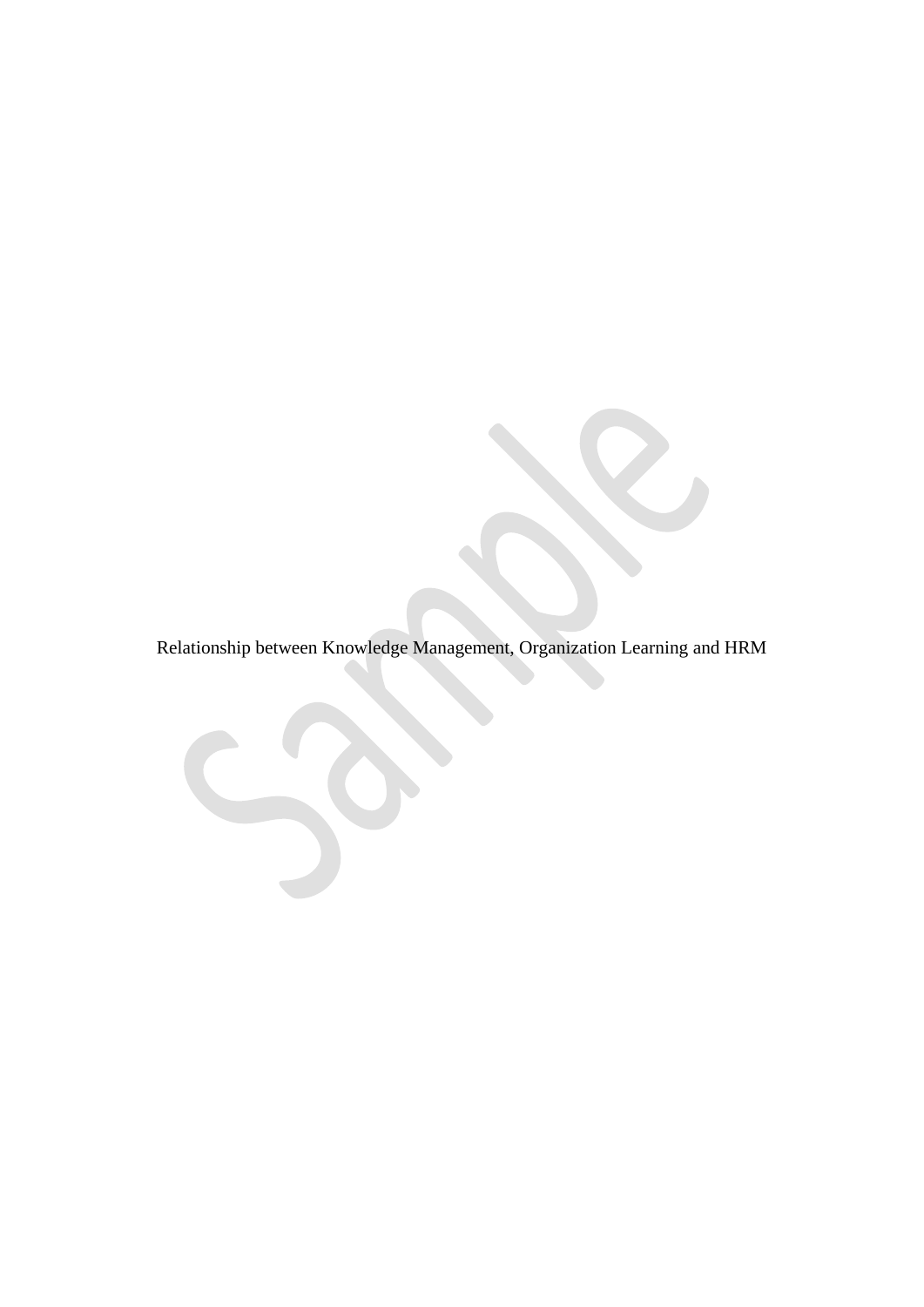Relationship between Knowledge Management, Organization Learning and HRM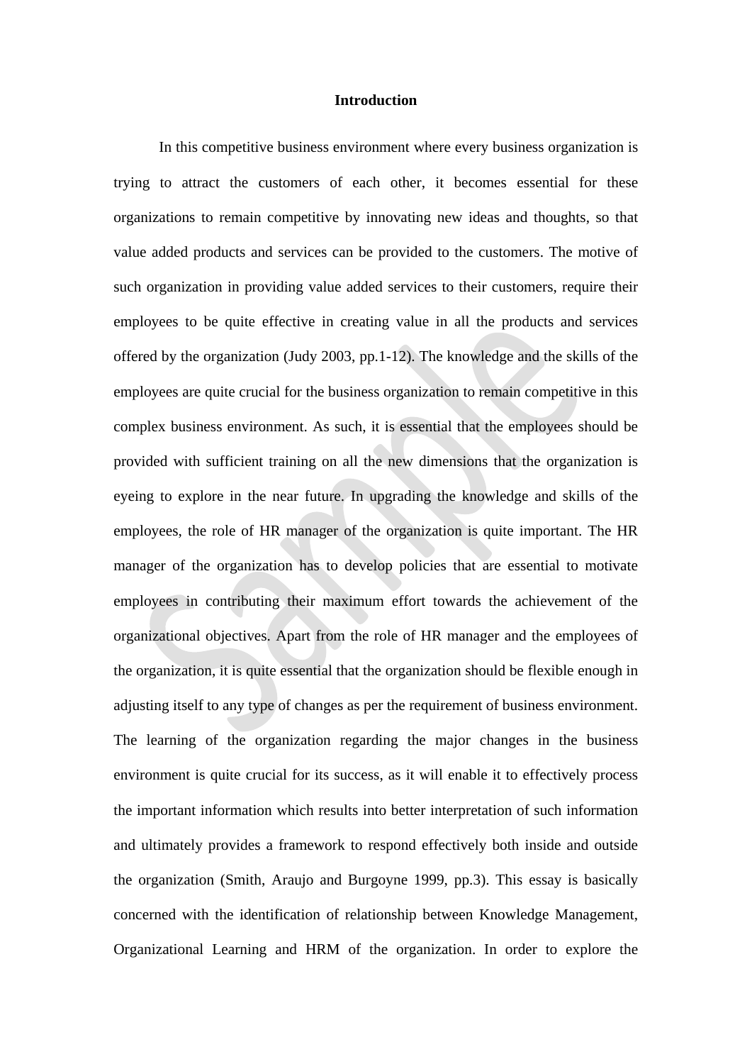# Introduction

In this competitive business environment where every business organization is trying to attract the customers of each other, it becomes essential for these organizations to remain competitive by innovating new ideas and thoughts, so that value added products and services can be provided to the customers. The motive of such organization in providing value added services to their customers, require their employees to be quite effective in creating value in all the products and services offered by the organization (Judy 2003, pp.1-12). The knowledge and the skills of the employees are quite crucial for the business organization to remain competitive in this complex business environment. As such, it is essential that the employees should be provided with sufficient training on all the new dimensions that the organization is eyeing to explore in the near future. In upgrading the knowledge and skills of the employees, the role of HR manager of the organization is quite important. The HR manager of the organization has to develop policies that are essential to motivate employees in contributing their maximum effort towards the achievement of the organizational objectives. Apart from the role of HR manager and the employees of the organization, it is quite essential that the organization should be flexible enough in adjusting itself to any type of changes as per the requirement of business environment. The learning of the organization regarding the major changes in the business environment is quite crucial for its success, as it will enable it to effectively process the important information which results into better interpretation of such information and ultimately provides a framework to respond effectively both inside and outside the organization (Smith, Araujo and Burgoyne 1999, pp.3). This essay is basically concerned with the identification of relationship between Knowledge Management, Organizational Learning and HRM of the organization. In order to explore the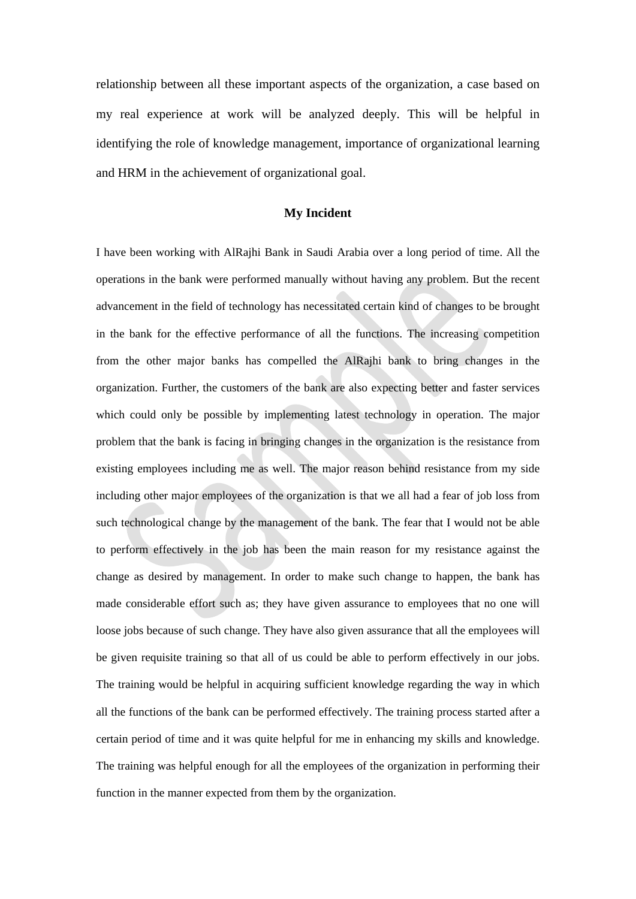relationship between all these important aspects of the organization, a case based on my real experience at work will be analyzed deeply. This will be helpful in identifying the role of knowledge management, importance of organizational learning and HRM in the achievement of organizational goal.

## My Incident

I have been working with AlRajhi Bank in Saudi Arabia over a long period of time. All the operations in the bank were performed manually without having any problem. But the recent advancement in the field of technology has necessitated certain kind of changes to be brought in the bank for the effective performance of all the functions. The increasing competition from the other major banks has compelled the AlRajhi bank to bring changes in the organization. Further, the customers of the bank are also expecting better and faster services which could only be possible by implementing latest technology in operation. The major problem that the bank is facing in bringing changes in the organization is the resistance from existing employees including me as well. The major reason behind resistance from my side including other major employees of the organization is that we all had a fear of job loss from such technological change by the management of the bank. The fear that I would not be able to perform effectively in the job has been the main reason for my resistance against the change as desired by management. In order to make such change to happen, the bank has made considerable effort such as; they have given assurance to employees that no one will loose jobs because of such change. They have also given assurance that all the employees will be given requisite training so that all of us could be able to perform effectively in our jobs. The training would be helpful in acquiring sufficient knowledge regarding the way in which all the functions of the bank can be performed effectively. The training process started after a certain period of time and it was quite helpful for me in enhancing my skills and knowledge. The training was helpful enough for all the employees of the organization in performing their function in the manner expected from them by the organization.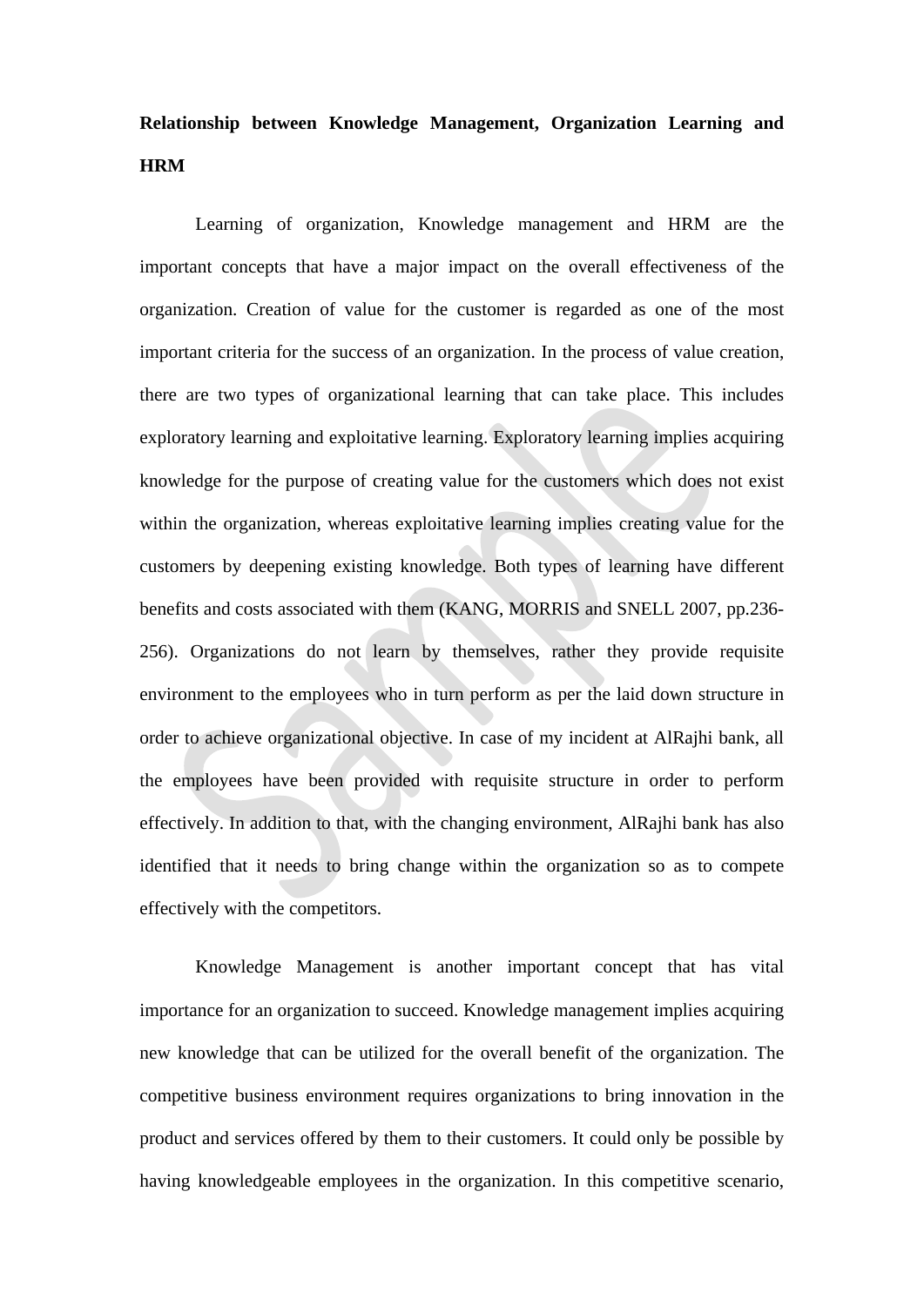**Relationship between Knowledge Management, Organization Learning and HRM**

Learning of organization, Knowledge management and HRM are the important concepts that have a major impact on the overall effectiveness of the organization. Creation of value for the customer is regarded as one of the most important criteria for the success of an organization. In the process of value creation, there are two types of organizational learning that can take place. This includes exploratory learning and exploitative learning. Exploratory learning implies acquiring knowledge for the purpose of creating value for the customers which does not exist within the organization, whereas exploitative learning implies creating value for the customers by deepening existing knowledge. Both types of learning have different benefits and costs associated with them (KANG, MORRIS and SNELL 2007, pp.236-256). Organizations do not learn by themselves, rather they provide requisite environment to the employees who in turn perform as per the laid down structure in order to achieve organizational objective. In case of my incident at AlRajhi bank, all the employees have been provided with requisite structure in order to perform effectively. In addition to that, with the changing environment, AlRajhi bank has also identified that it needs to bring change within the organization so as to compete effectively with the competitors.

Knowledge Management is another important concept that has vital importance for an organization to succeed. Knowledge management implies acquiring new knowledge that can be utilized for the overall benefit of the organization. The competitive business environment requires organizations to bring innovation in the product and services offered by them to their customers. It could only be possible by having knowledgeable employees in the organization. In this competitive scenario,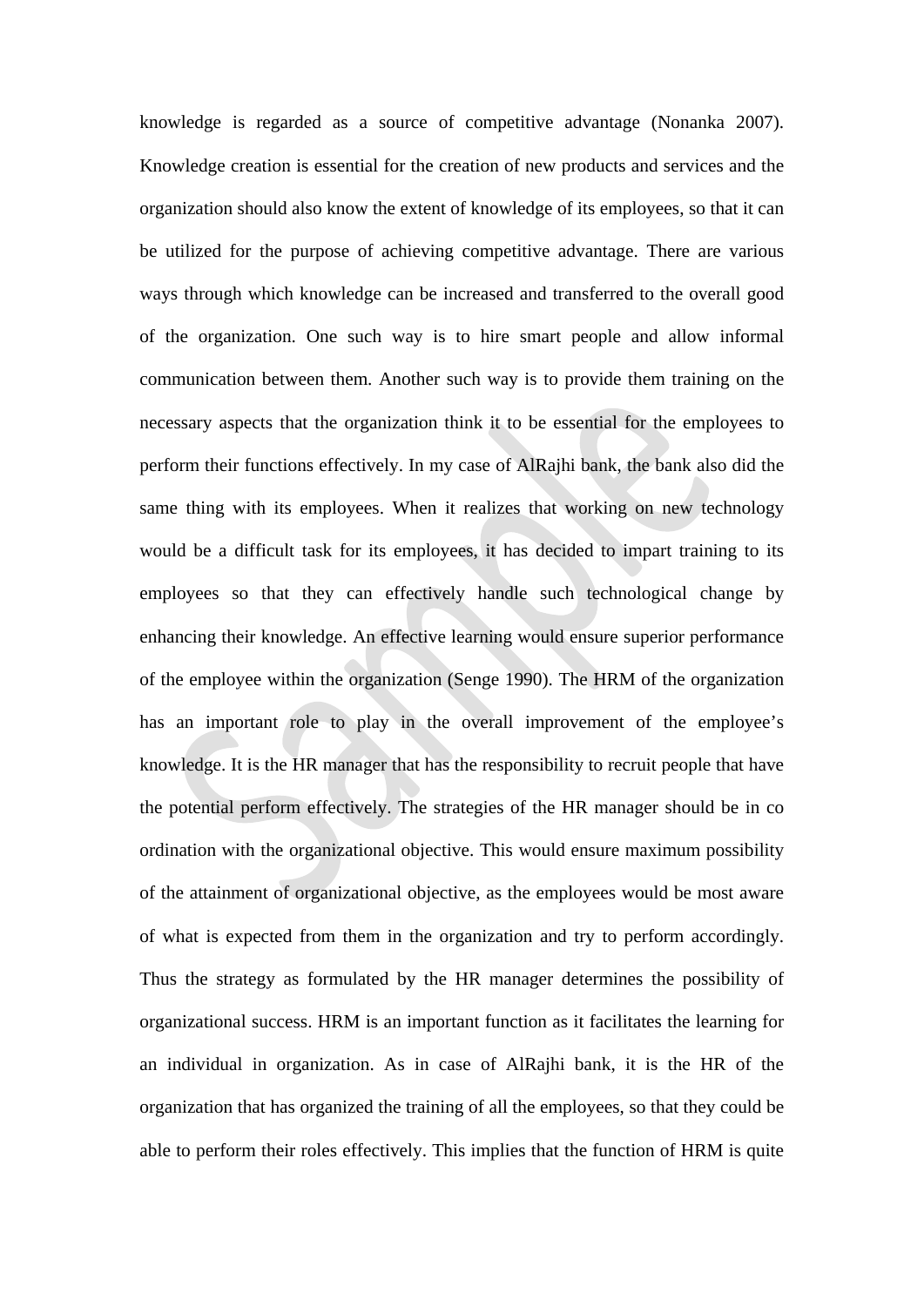knowledge is regarded as a source of competitive advantage (Nonanka 2007). Knowledge creation is essential for the creation of new products and services and the organization should also know the extent of knowledge of its employees, so that it can be utilized for the purpose of achieving competitive advantage. There are various ways through which knowledge can be increased and transferred to the overall good of the organization. One such way is to hire smart people and allow informal communication between them. Another such way is to provide them training on the necessary aspects that the organization think it to be essential for the employees to perform their functions effectively. In my case of AlRajhi bank, the bank also did the same thing with its employees. When it realizes that working on new technology would be a difficult task for its employees, it has decided to impart training to its employees so that they can effectively handle such technological change by enhancing their knowledge. An effective learning would ensure superior performance of the employee within the organization (Senge 1990). The HRM of the organization has an important role to play in the overall improvement of the employee's knowledge. It is the HR manager that has the responsibility to recruit people that have the potential perform effectively. The strategies of the HR manager should be in co ordination with the organizational objective. This would ensure maximum possibility of the attainment of organizational objective, as the employees would be most aware of what is expected from them in the organization and try to perform accordingly. Thus the strategy as formulated by the HR manager determines the possibility of organizational success. HRM is an important function as it facilitates the learning for an individual in organization. As in case of AlRajhi bank, it is the HR of the organization that has organized the training of all the employees, so that they could be able to perform their roles effectively. This implies that the function of HRM is quite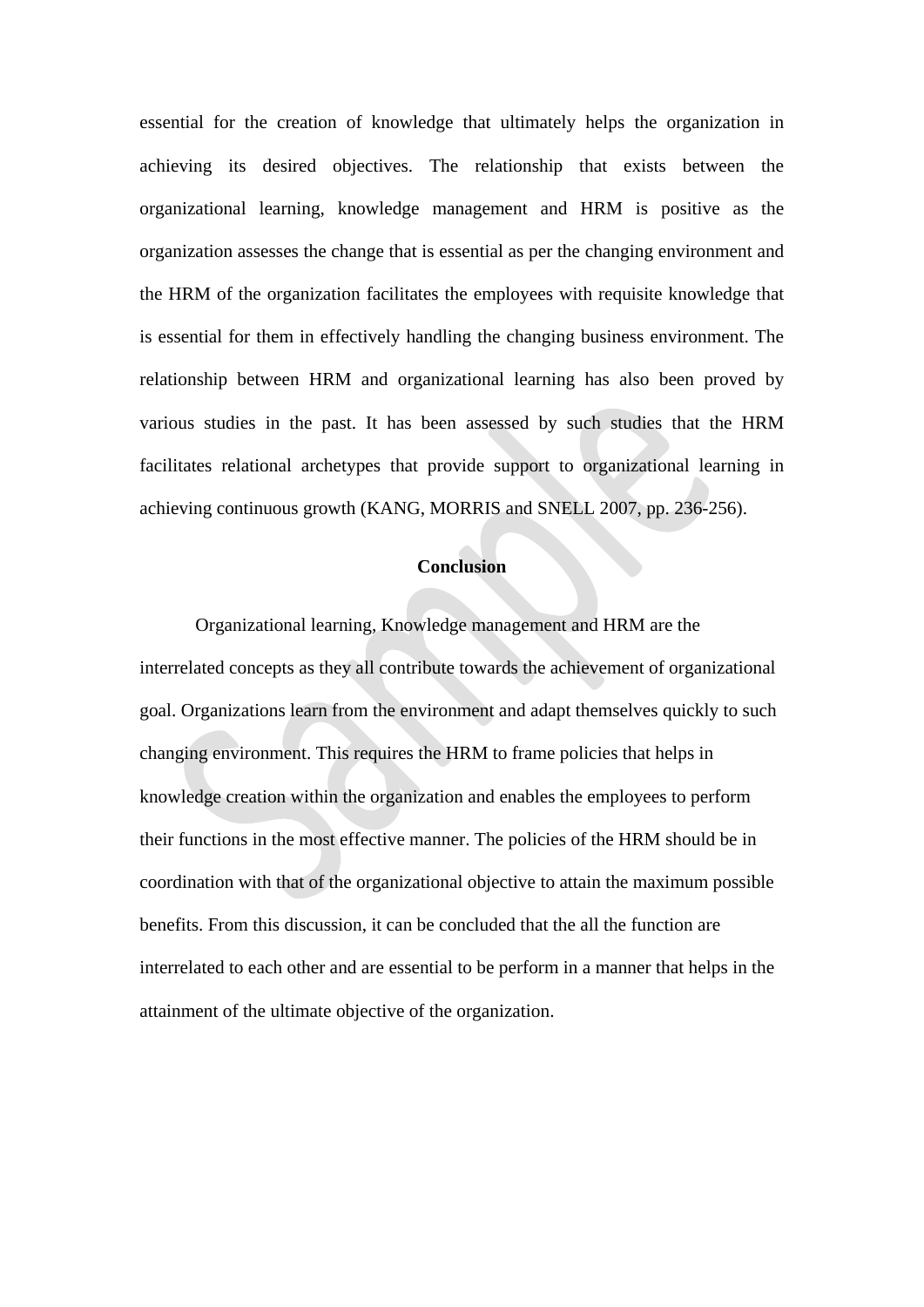essential for the creation of knowledge that ultimately helps the organization in achieving its desired objectives. The relationship that exists between the organizational learning, knowledge management and HRM is positive as the organization assesses the change that is essential as per the changing environment and the HRM of the organization facilitates the employees with requisite knowledge that is essential for them in effectively handling the changing business environment. The relationship between HRM and organizational learning has also been proved by various studies in the past. It has been assessed by such studies that the HRM facilitates relational archetypes that provide support to organizational learning in achieving continuous growth (KANG, MORRIS and SNELL 2007, pp. 236-256).

## Conclusion

Organizational learning, Knowledge management and HRM are the interrelated concepts as they all contribute towards the achievement of organizational goal. Organizations learn from the environment and adapt themselves quickly to such changing environment. This requires the HRM to frame policies that helps in knowledge creation within the organization and enables the employees to perform their functions in the most effective manner. The policies of the HRM should be in coordination with that of the organizational objective to attain the maximum possible benefits. From this discussion, it can be concluded that the all the function are interrelated to each other and are essential to be perform in a manner that helps in the attainment of the ultimate objective of the organization.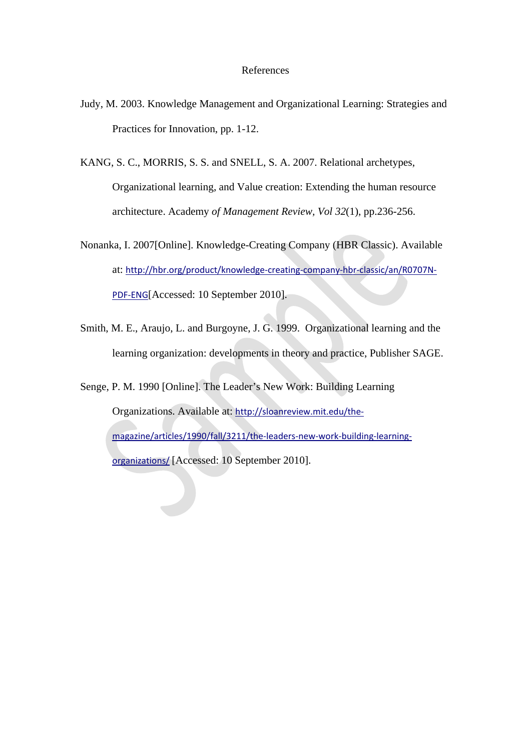# References

Judy, M. 2003. Knowledge Management and Organizational Learning: Strategies and Practices for Innovation, pp. 1-12.

KANG, S. C., MORRIS, S. S. and SNELL, S. A. 2007. Relational archetypes, Organizational learning, and Value creation: Extending the human resource architecture. Academy *of Management Review, Vol 32*(1), pp.236-256.

Nonanka, I. 2007[Online]. Knowledge-Creating Company (HBR Classic). Available at: http://hbr.org/product/knowledge-creating-company-hbr-classic/an/R0707N-PDF-ENG[Accessed: 10 September 2010].

Smith, M. E., Araujo, L. and Burgoyne, J. G. 1999. Organizational learning and the learning organization: developments in theory and practice, Publisher SAGE.

Senge, P. M. 1990 [Online]. The Leader's New Work: Building Learning Organizations. Available at: http://sloanreview.mit.edu/the-magazine/articles/1990/fall/3211/the-leaders-new-work-building-learning-organizations/ [Accessed: 10 September 2010].